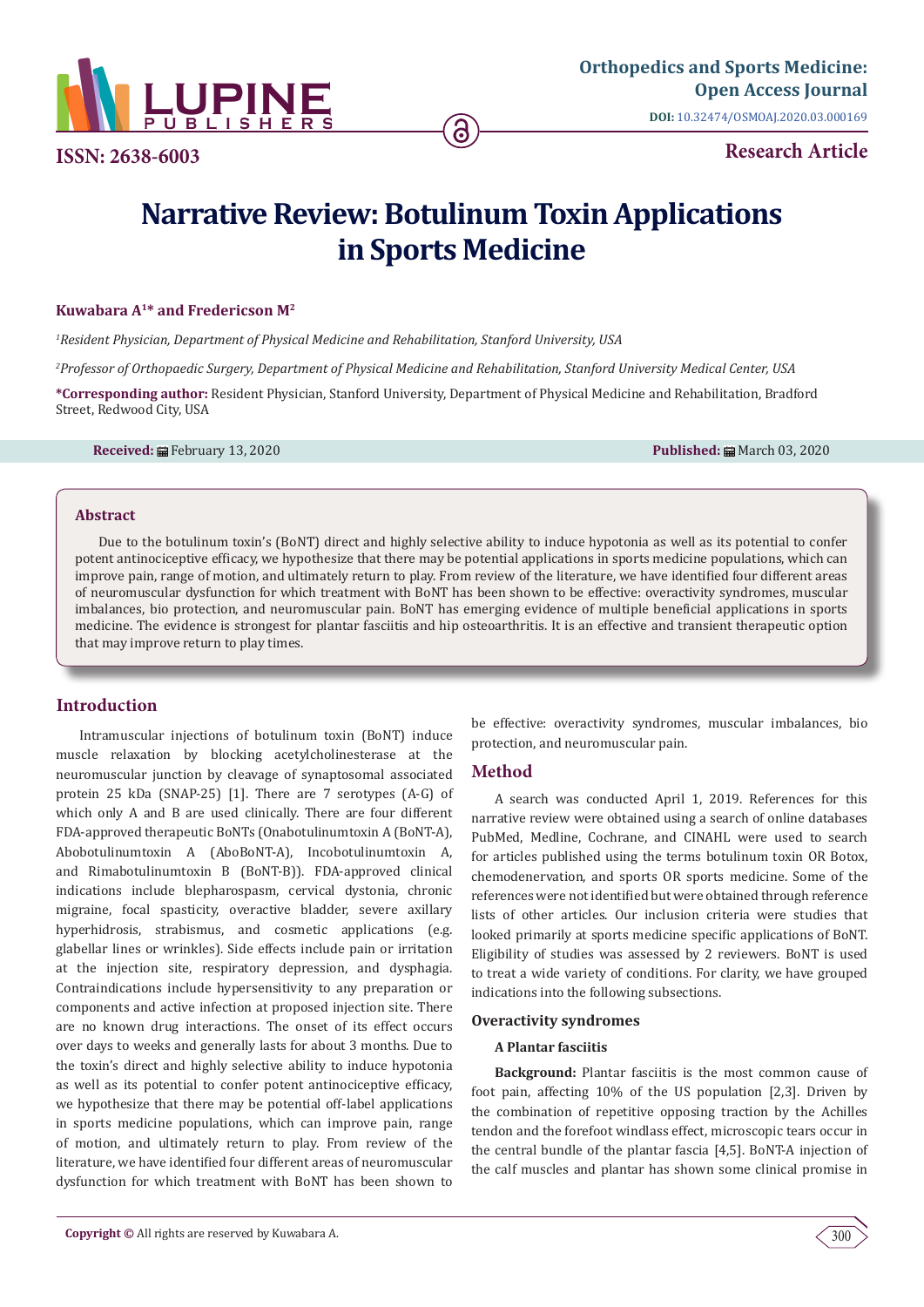**Orthopedics and Sports Medicine: Open Access Journal**

**DOI:** 10.32474/OSMOAJ.2020.03.000169

**ISSN: 2638-6003**

**Research Article**

# Narrative Review: Botulinum Toxin Applications in Sports Medicine

**Kuwabara A[1]* and Fredericson M[2]**

*[1]Resident Physician, Department of Physical Medicine and Rehabilitation, Stanford University, USA*

*[2]Professor of Orthopaedic Surgery, Department of Physical Medicine and Rehabilitation, Stanford University Medical Center, USA*

**\*Corresponding author:** Resident Physician, Stanford University, Department of Physical Medicine and Rehabilitation, Bradford Street, Redwood City, USA

**Received:** February 13, 2020 **Published:** March 03, 2020

## Abstract

Due to the botulinum toxin's (BoNT) direct and highly selective ability to induce hypotonia as well as its potential to confer potent antinociceptive efficacy, we hypothesize that there may be potential applications in sports medicine populations, which can improve pain, range of motion, and ultimately return to play. From review of the literature, we have identified four different areas of neuromuscular dysfunction for which treatment with BoNT has been shown to be effective: overactivity syndromes, muscular imbalances, bio protection, and neuromuscular pain. BoNT has emerging evidence of multiple beneficial applications in sports medicine. The evidence is strongest for plantar fasciitis and hip osteoarthritis. It is an effective and transient therapeutic option that may improve return to play times.

## Introduction

Intramuscular injections of botulinum toxin (BoNT) induce muscle relaxation by blocking acetylcholinesterase at the neuromuscular junction by cleavage of synaptosomal associated protein 25 kDa (SNAP-25) [1]. There are 7 serotypes (A-G) of which only A and B are used clinically. There are four different FDA-approved therapeutic BoNTs (Onabotulinumtoxin A (BoNT-A), Abobotulinumtoxin A (AboBoNT-A), Incobotulinumtoxin A, and Rimabotulinumtoxin B (BoNT-B)). FDA-approved clinical indications include blepharospasm, cervical dystonia, chronic migraine, focal spasticity, overactive bladder, severe axillary hyperhidrosis, strabismus, and cosmetic applications (e.g. glabellar lines or wrinkles). Side effects include pain or irritation at the injection site, respiratory depression, and dysphagia. Contraindications include hypersensitivity to any preparation or components and active infection at proposed injection site. There are no known drug interactions. The onset of its effect occurs over days to weeks and generally lasts for about 3 months. Due to the toxin's direct and highly selective ability to induce hypotonia as well as its potential to confer potent antinociceptive efficacy, we hypothesize that there may be potential off-label applications in sports medicine populations, which can improve pain, range of motion, and ultimately return to play. From review of the literature, we have identified four different areas of neuromuscular dysfunction for which treatment with BoNT has been shown to be effective: overactivity syndromes, muscular imbalances, bio protection, and neuromuscular pain.

## Method

A search was conducted April 1, 2019. References for this narrative review were obtained using a search of online databases PubMed, Medline, Cochrane, and CINAHL were used to search for articles published using the terms botulinum toxin OR Botox, chemodenervation, and sports OR sports medicine. Some of the references were not identified but were obtained through reference lists of other articles. Our inclusion criteria were studies that looked primarily at sports medicine specific applications of BoNT. Eligibility of studies was assessed by 2 reviewers. BoNT is used to treat a wide variety of conditions. For clarity, we have grouped indications into the following subsections.

### Overactivity syndromes

#### A Plantar fasciitis

**Background:** Plantar fasciitis is the most common cause of foot pain, affecting 10% of the US population [2,3]. Driven by the combination of repetitive opposing traction by the Achilles tendon and the forefoot windlass effect, microscopic tears occur in the central bundle of the plantar fascia [4,5]. BoNT-A injection of the calf muscles and plantar has shown some clinical promise in

**Copyright ©** All rights are reserved by Kuwabara A.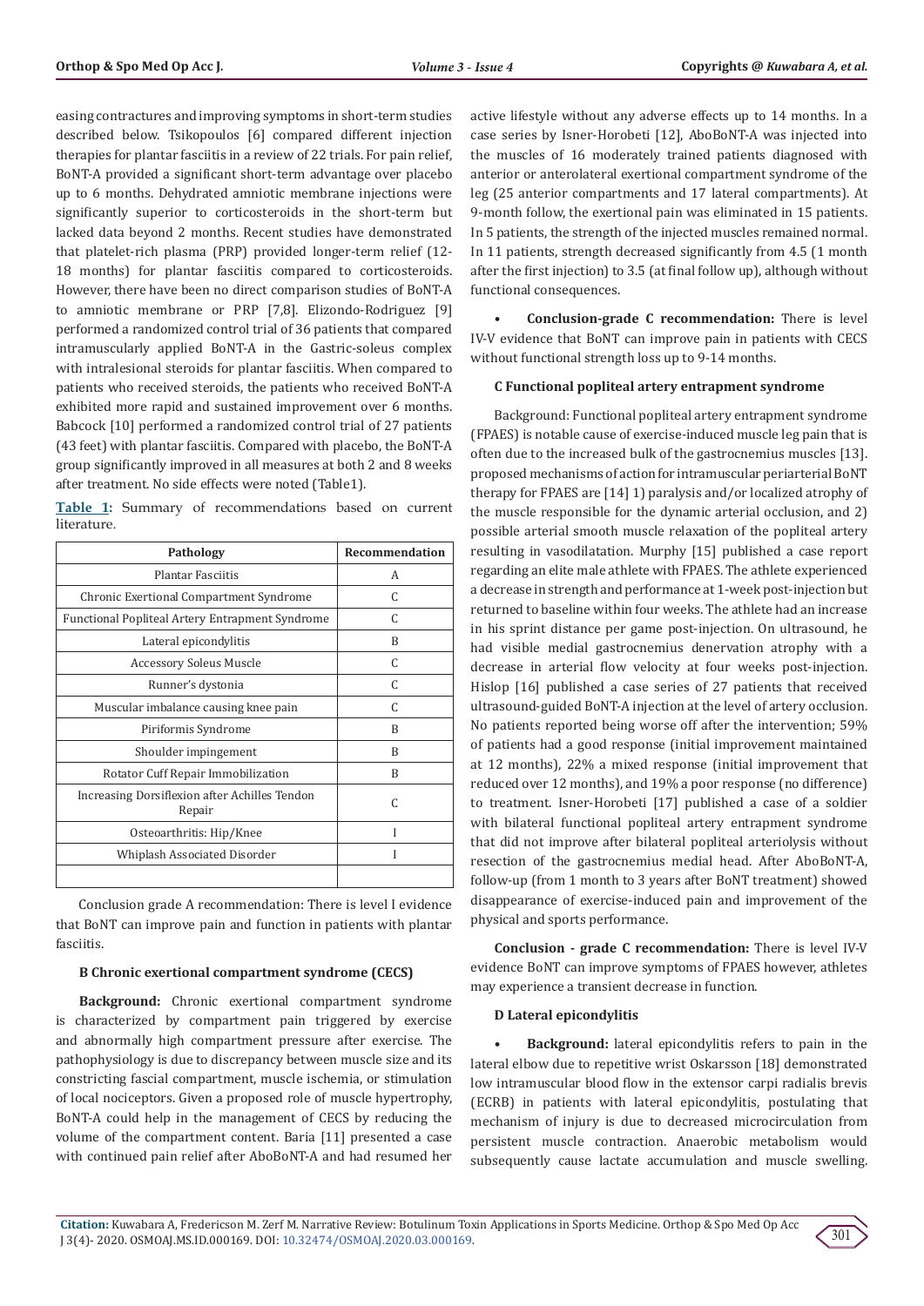easing contractures and improving symptoms in short-term studies described below. Tsikopoulos [6] compared different injection therapies for plantar fasciitis in a review of 22 trials. For pain relief, BoNT-A provided a significant short-term advantage over placebo up to 6 months. Dehydrated amniotic membrane injections were significantly superior to corticosteroids in the short-term but lacked data beyond 2 months. Recent studies have demonstrated that platelet-rich plasma (PRP) provided longer-term relief (12-18 months) for plantar fasciitis compared to corticosteroids. However, there have been no direct comparison studies of BoNT-A to amniotic membrane or PRP [7,8]. Elizondo-Rodriguez [9] performed a randomized control trial of 36 patients that compared intramuscularly applied BoNT-A in the Gastric-soleus complex with intralesional steroids for plantar fasciitis. When compared to patients who received steroids, the patients who received BoNT-A exhibited more rapid and sustained improvement over 6 months. Babcock [10] performed a randomized control trial of 27 patients (43 feet) with plantar fasciitis. Compared with placebo, the BoNT-A group significantly improved in all measures at both 2 and 8 weeks after treatment. No side effects were noted (Table1).

**Table 1:** Summary of recommendations based on current literature.

| Pathology | Recommendation |
|---|---|
| Plantar Fasciitis | A |
| Chronic Exertional Compartment Syndrome | C |
| Functional Popliteal Artery Entrapment Syndrome | C |
| Lateral epicondylitis | B |
| Accessory Soleus Muscle | C |
| Runner's dystonia | C |
| Muscular imbalance causing knee pain | C |
| Piriformis Syndrome | B |
| Shoulder impingement | B |
| Rotator Cuff Repair Immobilization | B |
| Increasing Dorsiflexion after Achilles Tendon Repair | C |
| Osteoarthritis: Hip/Knee | I |
| Whiplash Associated Disorder | I |
| | |

Conclusion grade A recommendation: There is level I evidence that BoNT can improve pain and function in patients with plantar fasciitis.

#### B Chronic exertional compartment syndrome (CECS)

**Background:** Chronic exertional compartment syndrome is characterized by compartment pain triggered by exercise and abnormally high compartment pressure after exercise. The pathophysiology is due to discrepancy between muscle size and its constricting fascial compartment, muscle ischemia, or stimulation of local nociceptors. Given a proposed role of muscle hypertrophy, BoNT-A could help in the management of CECS by reducing the volume of the compartment content. Baria [11] presented a case with continued pain relief after AboBoNT-A and had resumed her active lifestyle without any adverse effects up to 14 months. In a case series by Isner-Horobeti [12], AboBoNT-A was injected into the muscles of 16 moderately trained patients diagnosed with anterior or anterolateral exertional compartment syndrome of the leg (25 anterior compartments and 17 lateral compartments). At 9-month follow, the exertional pain was eliminated in 15 patients. In 5 patients, the strength of the injected muscles remained normal. In 11 patients, strength decreased significantly from 4.5 (1 month after the first injection) to 3.5 (at final follow up), although without functional consequences.

- **Conclusion-grade C recommendation:** There is level IV-V evidence that BoNT can improve pain in patients with CECS without functional strength loss up to 9-14 months.

#### C Functional popliteal artery entrapment syndrome

Background: Functional popliteal artery entrapment syndrome (FPAES) is notable cause of exercise-induced muscle leg pain that is often due to the increased bulk of the gastrocnemius muscles [13]. proposed mechanisms of action for intramuscular periarterial BoNT therapy for FPAES are [14] 1) paralysis and/or localized atrophy of the muscle responsible for the dynamic arterial occlusion, and 2) possible arterial smooth muscle relaxation of the popliteal artery resulting in vasodilatation. Murphy [15] published a case report regarding an elite male athlete with FPAES. The athlete experienced a decrease in strength and performance at 1-week post-injection but returned to baseline within four weeks. The athlete had an increase in his sprint distance per game post-injection. On ultrasound, he had visible medial gastrocnemius denervation atrophy with a decrease in arterial flow velocity at four weeks post-injection. Hislop [16] published a case series of 27 patients that received ultrasound-guided BoNT-A injection at the level of artery occlusion. No patients reported being worse off after the intervention; 59% of patients had a good response (initial improvement maintained at 12 months), 22% a mixed response (initial improvement that reduced over 12 months), and 19% a poor response (no difference) to treatment. Isner-Horobeti [17] published a case of a soldier with bilateral functional popliteal artery entrapment syndrome that did not improve after bilateral popliteal arteriolysis without resection of the gastrocnemius medial head. After AboBoNT-A, follow-up (from 1 month to 3 years after BoNT treatment) showed disappearance of exercise-induced pain and improvement of the physical and sports performance.

**Conclusion - grade C recommendation:** There is level IV-V evidence BoNT can improve symptoms of FPAES however, athletes may experience a transient decrease in function.

#### D Lateral epicondylitis

- **Background:** lateral epicondylitis refers to pain in the lateral elbow due to repetitive wrist Oskarsson [18] demonstrated low intramuscular blood flow in the extensor carpi radialis brevis (ECRB) in patients with lateral epicondylitis, postulating that mechanism of injury is due to decreased microcirculation from persistent muscle contraction. Anaerobic metabolism would subsequently cause lactate accumulation and muscle swelling.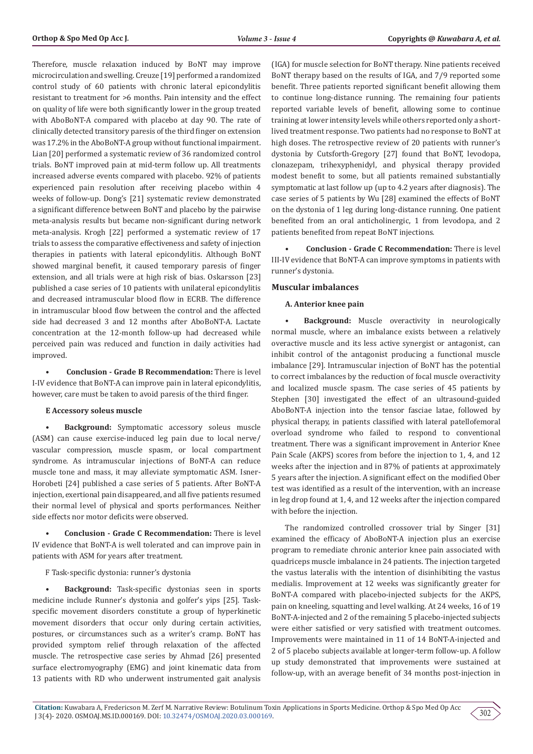Therefore, muscle relaxation induced by BoNT may improve microcirculation and swelling. Creuze [19] performed a randomized control study of 60 patients with chronic lateral epicondylitis resistant to treatment for >6 months. Pain intensity and the effect on quality of life were both significantly lower in the group treated with AboBoNT-A compared with placebo at day 90. The rate of clinically detected transitory paresis of the third finger on extension was 17.2% in the AboBoNT-A group without functional impairment. Lian [20] performed a systematic review of 36 randomized control trials. BoNT improved pain at mid-term follow up. All treatments increased adverse events compared with placebo. 92% of patients experienced pain resolution after receiving placebo within 4 weeks of follow-up. Dong's [21] systematic review demonstrated a significant difference between BoNT and placebo by the pairwise meta-analysis results but became non-significant during network meta-analysis. Krogh [22] performed a systematic review of 17 trials to assess the comparative effectiveness and safety of injection therapies in patients with lateral epicondylitis. Although BoNT showed marginal benefit, it caused temporary paresis of finger extension, and all trials were at high risk of bias. Oskarsson [23] published a case series of 10 patients with unilateral epicondylitis and decreased intramuscular blood flow in ECRB. The difference in intramuscular blood flow between the control and the affected side had decreased 3 and 12 months after AboBoNT-A. Lactate concentration at the 12-month follow-up had decreased while perceived pain was reduced and function in daily activities had improved.

- **Conclusion - Grade B Recommendation:** There is level I-IV evidence that BoNT-A can improve pain in lateral epicondylitis, however, care must be taken to avoid paresis of the third finger.

#### E Accessory soleus muscle

- **Background:** Symptomatic accessory soleus muscle (ASM) can cause exercise-induced leg pain due to local nerve/vascular compression, muscle spasm, or local compartment syndrome. As intramuscular injections of BoNT-A can reduce muscle tone and mass, it may alleviate symptomatic ASM. Isner-Horobeti [24] published a case series of 5 patients. After BoNT-A injection, exertional pain disappeared, and all five patients resumed their normal level of physical and sports performances. Neither side effects nor motor deficits were observed.

- **Conclusion - Grade C Recommendation:** There is level IV evidence that BoNT-A is well tolerated and can improve pain in patients with ASM for years after treatment.

F Task-specific dystonia: runner's dystonia

- **Background:** Task-specific dystonias seen in sports medicine include Runner's dystonia and golfer's yips [25]. Task-specific movement disorders constitute a group of hyperkinetic movement disorders that occur only during certain activities, postures, or circumstances such as a writer's cramp. BoNT has provided symptom relief through relaxation of the affected muscle. The retrospective case series by Ahmad [26] presented surface electromyography (EMG) and joint kinematic data from 13 patients with RD who underwent instrumented gait analysis (IGA) for muscle selection for BoNT therapy. Nine patients received BoNT therapy based on the results of IGA, and 7/9 reported some benefit. Three patients reported significant benefit allowing them to continue long-distance running. The remaining four patients reported variable levels of benefit, allowing some to continue training at lower intensity levels while others reported only a short-lived treatment response. Two patients had no response to BoNT at high doses. The retrospective review of 20 patients with runner's dystonia by Cutsforth-Gregory [27] found that BoNT, levodopa, clonazepam, trihexyphenidyl, and physical therapy provided modest benefit to some, but all patients remained substantially symptomatic at last follow up (up to 4.2 years after diagnosis). The case series of 5 patients by Wu [28] examined the effects of BoNT on the dystonia of 1 leg during long-distance running. One patient benefited from an oral anticholinergic, 1 from levodopa, and 2 patients benefited from repeat BoNT injections.

- **Conclusion - Grade C Recommendation:** There is level III-IV evidence that BoNT-A can improve symptoms in patients with runner's dystonia.

### Muscular imbalances

#### A. Anterior knee pain

- **Background:** Muscle overactivity in neurologically normal muscle, where an imbalance exists between a relatively overactive muscle and its less active synergist or antagonist, can inhibit control of the antagonist producing a functional muscle imbalance [29]. Intramuscular injection of BoNT has the potential to correct imbalances by the reduction of focal muscle overactivity and localized muscle spasm. The case series of 45 patients by Stephen [30] investigated the effect of an ultrasound-guided AboBoNT-A injection into the tensor fasciae latae, followed by physical therapy, in patients classified with lateral patellofemoral overload syndrome who failed to respond to conventional treatment. There was a significant improvement in Anterior Knee Pain Scale (AKPS) scores from before the injection to 1, 4, and 12 weeks after the injection and in 87% of patients at approximately 5 years after the injection. A significant effect on the modified Ober test was identified as a result of the intervention, with an increase in leg drop found at 1, 4, and 12 weeks after the injection compared with before the injection.

The randomized controlled crossover trial by Singer [31] examined the efficacy of AboBoNT-A injection plus an exercise program to remediate chronic anterior knee pain associated with quadriceps muscle imbalance in 24 patients. The injection targeted the vastus lateralis with the intention of disinhibiting the vastus medialis. Improvement at 12 weeks was significantly greater for BoNT-A compared with placebo-injected subjects for the AKPS, pain on kneeling, squatting and level walking. At 24 weeks, 16 of 19 BoNT-A-injected and 2 of the remaining 5 placebo-injected subjects were either satisfied or very satisfied with treatment outcomes. Improvements were maintained in 11 of 14 BoNT-A-injected and 2 of 5 placebo subjects available at longer-term follow-up. A follow up study demonstrated that improvements were sustained at follow-up, with an average benefit of 34 months post-injection in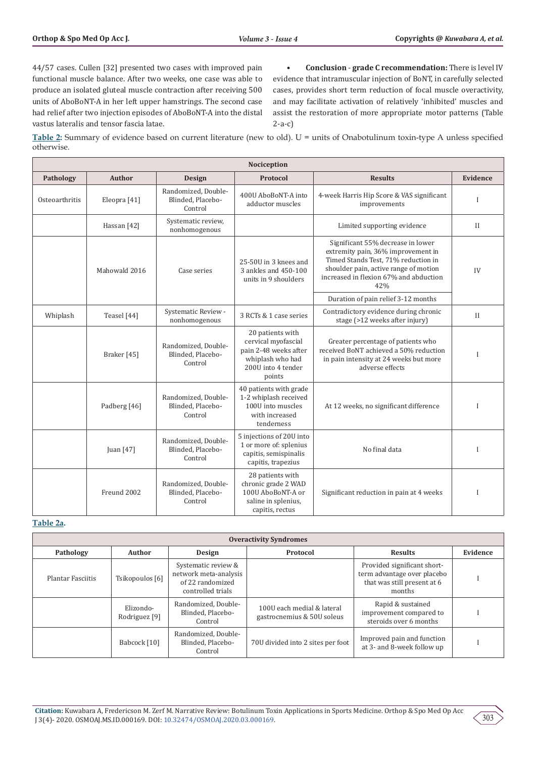44/57 cases. Cullen [32] presented two cases with improved pain functional muscle balance. After two weeks, one case was able to produce an isolated gluteal muscle contraction after receiving 500 units of AboBoNT-A in her left upper hamstrings. The second case had relief after two injection episodes of AboBoNT-A into the distal vastus lateralis and tensor fascia latae.

- **Conclusion - grade C recommendation:** There is level IV evidence that intramuscular injection of BoNT, in carefully selected cases, provides short term reduction of focal muscle overactivity, and may facilitate activation of relatively 'inhibited' muscles and assist the restoration of more appropriate motor patterns (Table 2-a-c)

**Table 2:** Summary of evidence based on current literature (new to old). U = units of Onabotulinum toxin-type A unless specified otherwise.

| Nociception | | | | | |
|---|---|---|---|---|---|
| **Pathology** | **Author** | **Design** | **Protocol** | **Results** | **Evidence** |
| Osteoarthritis | Eleopra [41] | Randomized, Double-Blinded, Placebo-Control | 400U AboBoNT-A into adductor muscles | 4-week Harris Hip Score & VAS significant improvements | I |
| | Hassan [42] | Systematic review, nonhomogenous | | Limited supporting evidence | II |
| | Mahowald 2016 | Case series | 25-50U in 3 knees and 3 ankles and 450-100 units in 9 shoulders | Significant 55% decrease in lower extremity pain, 36% improvement in Timed Stands Test, 71% reduction in shoulder pain, active range of motion increased in flexion 67% and abduction 42% | IV |
| | | | | Duration of pain relief 3-12 months | |
| Whiplash | Teasel [44] | Systematic Review - nonhomogenous | 3 RCTs & 1 case series | Contradictory evidence during chronic stage (>12 weeks after injury) | II |
| | Braker [45] | Randomized, Double-Blinded, Placebo-Control | 20 patients with cervical myofascial pain 2-48 weeks after whiplash who had 200U into 4 tender points | Greater percentage of patients who received BoNT achieved a 50% reduction in pain intensity at 24 weeks but more adverse effects | I |
| | Padberg [46] | Randomized, Double-Blinded, Placebo-Control | 40 patients with grade 1-2 whiplash received 100U into muscles with increased tenderness | At 12 weeks, no significant difference | I |
| | Juan [47] | Randomized, Double-Blinded, Placebo-Control | 5 injections of 20U into 1 or more of: splenius capitis, semispinalis capitis, trapezius | No final data | I |
| | Freund 2002 | Randomized, Double-Blinded, Placebo-Control | 28 patients with chronic grade 2 WAD 100U AboBoNT-A or saline in splenius, capitis, rectus | Significant reduction in pain at 4 weeks | I |

**Table 2a.**

| Overactivity Syndromes | | | | | |
|---|---|---|---|---|---|
| **Pathology** | **Author** | **Design** | **Protocol** | **Results** | **Evidence** |
| Plantar Fasciitis | Tsikopoulos [6] | Systematic review & network meta-analysis of 22 randomized controlled trials | | Provided significant short-term advantage over placebo that was still present at 6 months | I |
| | Elizondo-Rodriguez [9] | Randomized, Double-Blinded, Placebo-Control | 100U each medial & lateral gastrocnemius & 50U soleus | Rapid & sustained improvement compared to steroids over 6 months | I |
| | Babcock [10] | Randomized, Double-Blinded, Placebo-Control | 70U divided into 2 sites per foot | Improved pain and function at 3- and 8-week follow up | I |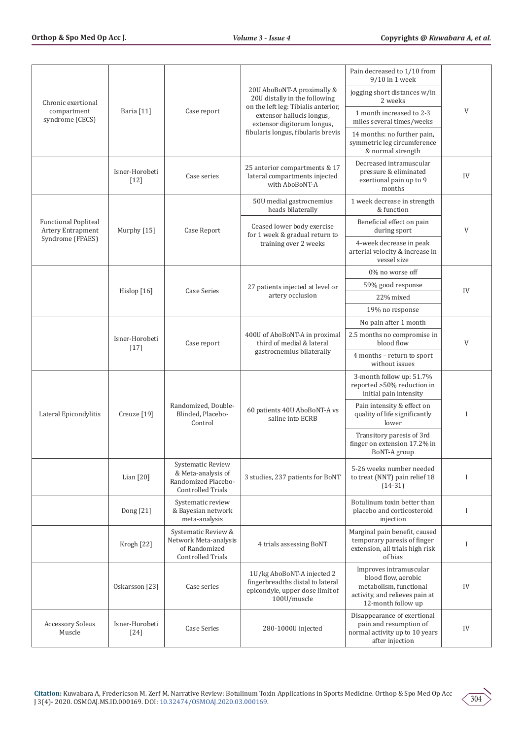| Chronic exertional compartment syndrome (CECS) | Baria [11] | Case report | 20U AboBoNT-A proximally & 20U distally in the following on the left leg: Tibialis anterior, extensor hallucis longus, extensor digitorum longus, fibularis longus, fibularis brevis | Pain decreased to 1/10 from 9/10 in 1 week | V |
|---|---|---|---|---|---|
| | | | | jogging short distances w/in 2 weeks | |
| | | | | 1 month increased to 2-3 miles several times/weeks | |
| | | | | 14 months: no further pain, symmetric leg circumference & normal strength | |
| | Isner-Horobeti [12] | Case series | 25 anterior compartments & 17 lateral compartments injected with AboBoNT-A | Decreased intramuscular pressure & eliminated exertional pain up to 9 months | IV |
| Functional Popliteal Artery Entrapment Syndrome (FPAES) | Murphy [15] | Case Report | 50U medial gastrocnemius heads bilaterally | 1 week decrease in strength & function | V |
| | | | Ceased lower body exercise for 1 week & gradual return to training over 2 weeks | Beneficial effect on pain during sport | |
| | | | | 4-week decrease in peak arterial velocity & increase in vessel size | |
| | Hislop [16] | Case Series | 27 patients injected at level or artery occlusion | 0% no worse off | IV |
| | | | | 59% good response | |
| | | | | 22% mixed | |
| | | | | 19% no response | |
| | Isner-Horobeti [17] | Case report | 400U of AboBoNT-A in proximal third of medial & lateral gastrocnemius bilaterally | No pain after 1 month | V |
| | | | | 2.5 months no compromise in blood flow | |
| | | | | 4 months – return to sport without issues | |
| Lateral Epicondylitis | Creuze [19] | Randomized, Double-Blinded, Placebo-Control | 60 patients 40U AboBoNT-A vs saline into ECRB | 3-month follow up: 51.7% reported >50% reduction in initial pain intensity | I |
| | | | | Pain intensity & effect on quality of life significantly lower | |
| | | | | Transitory paresis of 3rd finger on extension 17.2% in BoNT-A group | |
| | Lian [20] | Systematic Review & Meta-analysis of Randomized Placebo-Controlled Trials | 3 studies, 237 patients for BoNT | 5-26 weeks number needed to treat (NNT) pain relief 18 (14-31) | I |
| | Dong [21] | Systematic review & Bayesian network meta-analysis | | Botulinum toxin better than placebo and corticosteroid injection | I |
| | Krogh [22] | Systematic Review & Network Meta-analysis of Randomized Controlled Trials | 4 trials assessing BoNT | Marginal pain benefit, caused temporary paresis of finger extension, all trials high risk of bias | I |
| | Oskarsson [23] | Case series | 1U/kg AboBoNT-A injected 2 fingerbreadths distal to lateral epicondyle, upper dose limit of 100U/muscle | Improves intramuscular blood flow, aerobic metabolism, functional activity, and relieves pain at 12-month follow up | IV |
| Accessory Soleus Muscle | Isner-Horobeti [24] | Case Series | 280-1000U injected | Disappearance of exertional pain and resumption of normal activity up to 10 years after injection | IV |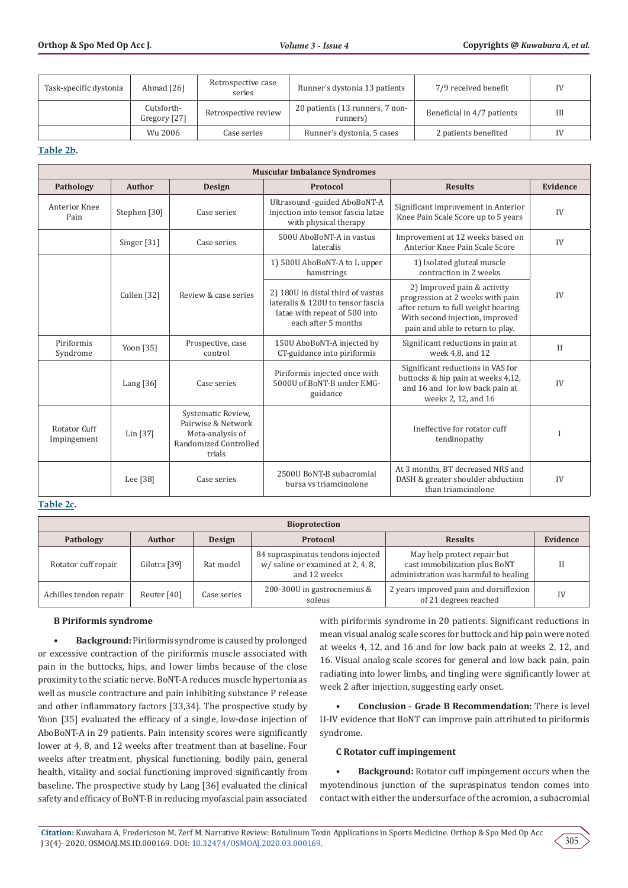| Task-specific dystonia | Ahmad [26] | Retrospective case series | Runner's dystonia 13 patients | 7/9 received benefit | IV |
|---|---|---|---|---|---|
| | Cutsforth-Gregory [27] | Retrospective review | 20 patients (13 runners, 7 non-runners) | Beneficial in 4/7 patients | III |
| | Wu 2006 | Case series | Runner's dystonia, 5 cases | 2 patients benefited | IV |

**Table 2b.**

| Muscular Imbalance Syndromes | | | | | |
|---|---|---|---|---|---|
| **Pathology** | **Author** | **Design** | **Protocol** | **Results** | **Evidence** |
| Anterior Knee Pain | Stephen [30] | Case series | Ultrasound -guided AboBoNT-A injection into tensor fascia latae with physical therapy | Significant improvement in Anterior Knee Pain Scale Score up to 5 years | IV |
| | Singer [31] | Case series | 500U AboBoNT-A in vastus lateralis | Improvement at 12 weeks based on Anterior Knee Pain Scale Score | IV |
| | Cullen [32] | Review & case series | 1) 500U AboBoNT-A to L upper hamstrings | 1) Isolated gluteal muscle contraction in 2 weeks | IV |
| | | | 2) 180U in distal third of vastus lateralis & 120U to tensor fascia latae with repeat of 500 into each after 5 months | 2) Improved pain & activity progression at 2 weeks with pain after return to full weight bearing. With second injection, improved pain and able to return to play. | |
| Piriformis Syndrome | Yoon [35] | Prospective, case control | 150U AboBoNT-A injected by CT-guidance into piriformis | Significant reductions in pain at week 4,8, and 12 | II |
| | Lang [36] | Case series | Piriformis injected once with 5000U of BoNT-B under EMG-guidance | Significant reductions in VAS for buttocks & hip pain at weeks 4,12, and 16 and for low back pain at weeks 2, 12, and 16 | IV |
| Rotator Cuff Impingement | Lin [37] | Systematic Review, Pairwise & Network Meta-analysis of Randomized Controlled trials | | Ineffective for rotator cuff tendinopathy | I |
| | Lee [38] | Case series | 2500U BoNT-B subacromial bursa vs triamcinolone | At 3 months, BT decreased NRS and DASH & greater shoulder abduction than triamcinolone | IV |

**Table 2c.**

| Bioprotection | | | | | |
|---|---|---|---|---|---|
| **Pathology** | **Author** | **Design** | **Protocol** | **Results** | **Evidence** |
| Rotator cuff repair | Gilotra [39] | Rat model | 84 supraspinatus tendons injected w/ saline or examined at 2, 4, 8, and 12 weeks | May help protect repair but cast immobilization plus BoNT administration was harmful to healing | II |
| Achilles tendon repair | Reuter [40] | Case series | 200-300U in gastrocnemius & soleus | 2 years improved pain and dorsiflexion of 21 degrees reached | IV |

**B Piriformis syndrome**

- **Background:** Piriformis syndrome is caused by prolonged or excessive contraction of the piriformis muscle associated with pain in the buttocks, hips, and lower limbs because of the close proximity to the sciatic nerve. BoNT-A reduces muscle hypertonia as well as muscle contracture and pain inhibiting substance P release and other inflammatory factors [33,34]. The prospective study by Yoon [35] evaluated the efficacy of a single, low-dose injection of AboBoNT-A in 29 patients. Pain intensity scores were significantly lower at 4, 8, and 12 weeks after treatment than at baseline. Four weeks after treatment, physical functioning, bodily pain, general health, vitality and social functioning improved significantly from baseline. The prospective study by Lang [36] evaluated the clinical safety and efficacy of BoNT-B in reducing myofascial pain associated with piriformis syndrome in 20 patients. Significant reductions in mean visual analog scale scores for buttock and hip pain were noted at weeks 4, 12, and 16 and for low back pain at weeks 2, 12, and 16. Visual analog scale scores for general and low back pain, pain radiating into lower limbs, and tingling were significantly lower at week 2 after injection, suggesting early onset.

- **Conclusion** - **Grade B Recommendation:** There is level II-IV evidence that BoNT can improve pain attributed to piriformis syndrome.

**C Rotator cuff impingement**

- **Background:** Rotator cuff impingement occurs when the myotendinous junction of the supraspinatus tendon comes into contact with either the undersurface of the acromion, a subacromial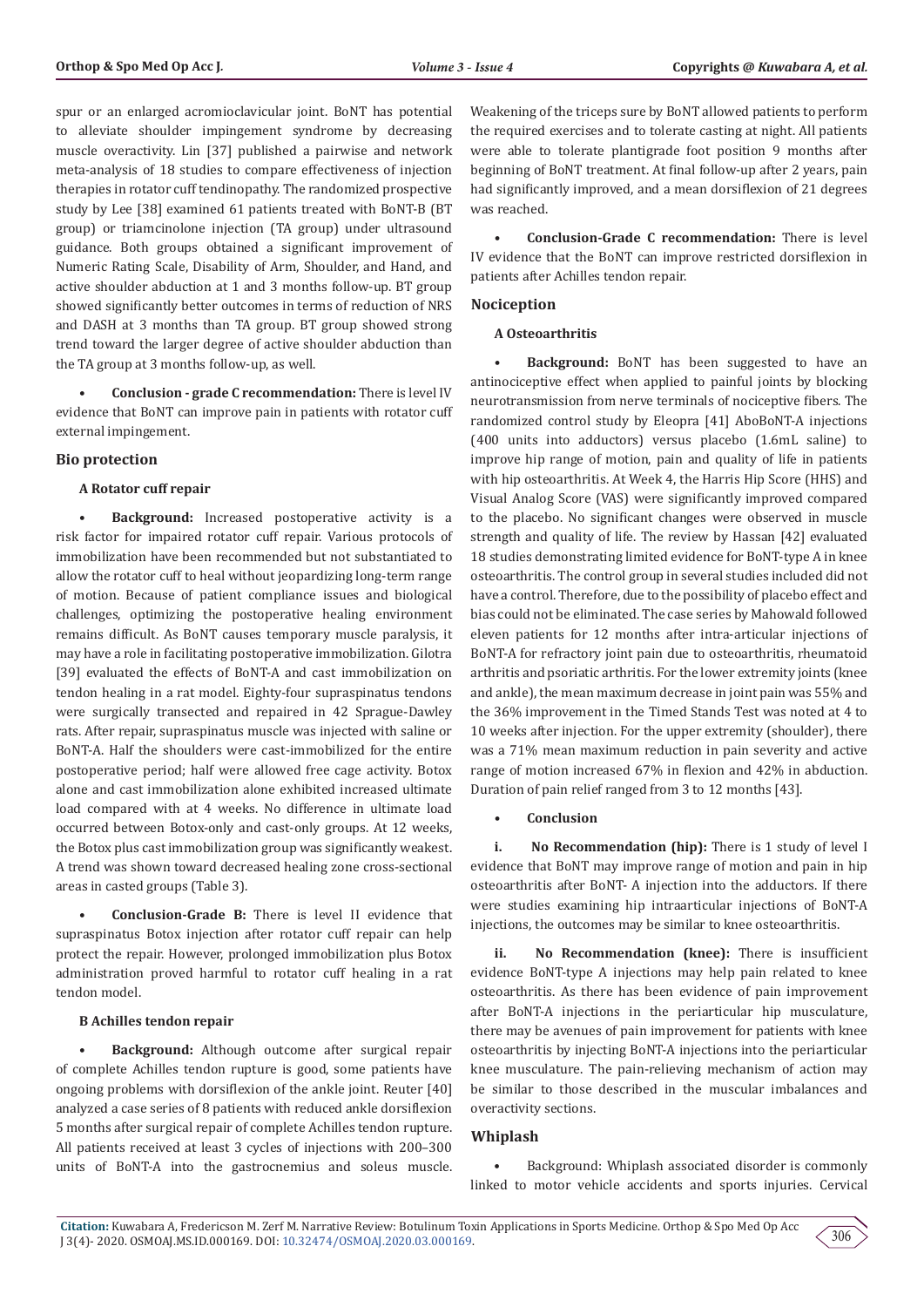spur or an enlarged acromioclavicular joint. BoNT has potential to alleviate shoulder impingement syndrome by decreasing muscle overactivity. Lin [37] published a pairwise and network meta-analysis of 18 studies to compare effectiveness of injection therapies in rotator cuff tendinopathy. The randomized prospective study by Lee [38] examined 61 patients treated with BoNT-B (BT group) or triamcinolone injection (TA group) under ultrasound guidance. Both groups obtained a significant improvement of Numeric Rating Scale, Disability of Arm, Shoulder, and Hand, and active shoulder abduction at 1 and 3 months follow-up. BT group showed significantly better outcomes in terms of reduction of NRS and DASH at 3 months than TA group. BT group showed strong trend toward the larger degree of active shoulder abduction than the TA group at 3 months follow-up, as well.

- **Conclusion - grade C recommendation:** There is level IV evidence that BoNT can improve pain in patients with rotator cuff external impingement.

## Bio protection

### A Rotator cuff repair

- **Background:** Increased postoperative activity is a risk factor for impaired rotator cuff repair. Various protocols of immobilization have been recommended but not substantiated to allow the rotator cuff to heal without jeopardizing long-term range of motion. Because of patient compliance issues and biological challenges, optimizing the postoperative healing environment remains difficult. As BoNT causes temporary muscle paralysis, it may have a role in facilitating postoperative immobilization. Gilotra [39] evaluated the effects of BoNT-A and cast immobilization on tendon healing in a rat model. Eighty-four supraspinatus tendons were surgically transected and repaired in 42 Sprague-Dawley rats. After repair, supraspinatus muscle was injected with saline or BoNT-A. Half the shoulders were cast-immobilized for the entire postoperative period; half were allowed free cage activity. Botox alone and cast immobilization alone exhibited increased ultimate load compared with at 4 weeks. No difference in ultimate load occurred between Botox-only and cast-only groups. At 12 weeks, the Botox plus cast immobilization group was significantly weakest. A trend was shown toward decreased healing zone cross-sectional areas in casted groups (Table 3).

- **Conclusion-Grade B:** There is level II evidence that supraspinatus Botox injection after rotator cuff repair can help protect the repair. However, prolonged immobilization plus Botox administration proved harmful to rotator cuff healing in a rat tendon model.

### B Achilles tendon repair

- **Background:** Although outcome after surgical repair of complete Achilles tendon rupture is good, some patients have ongoing problems with dorsiflexion of the ankle joint. Reuter [40] analyzed a case series of 8 patients with reduced ankle dorsiflexion 5 months after surgical repair of complete Achilles tendon rupture. All patients received at least 3 cycles of injections with 200–300 units of BoNT-A into the gastrocnemius and soleus muscle. Weakening of the triceps sure by BoNT allowed patients to perform the required exercises and to tolerate casting at night. All patients were able to tolerate plantigrade foot position 9 months after beginning of BoNT treatment. At final follow-up after 2 years, pain had significantly improved, and a mean dorsiflexion of 21 degrees was reached.

- **Conclusion-Grade C recommendation:** There is level IV evidence that the BoNT can improve restricted dorsiflexion in patients after Achilles tendon repair.

## Nociception

### A Osteoarthritis

- **Background:** BoNT has been suggested to have an antinociceptive effect when applied to painful joints by blocking neurotransmission from nerve terminals of nociceptive fibers. The randomized control study by Eleopra [41] AboBoNT-A injections (400 units into adductors) versus placebo (1.6mL saline) to improve hip range of motion, pain and quality of life in patients with hip osteoarthritis. At Week 4, the Harris Hip Score (HHS) and Visual Analog Score (VAS) were significantly improved compared to the placebo. No significant changes were observed in muscle strength and quality of life. The review by Hassan [42] evaluated 18 studies demonstrating limited evidence for BoNT-type A in knee osteoarthritis. The control group in several studies included did not have a control. Therefore, due to the possibility of placebo effect and bias could not be eliminated. The case series by Mahowald followed eleven patients for 12 months after intra-articular injections of BoNT-A for refractory joint pain due to osteoarthritis, rheumatoid arthritis and psoriatic arthritis. For the lower extremity joints (knee and ankle), the mean maximum decrease in joint pain was 55% and the 36% improvement in the Timed Stands Test was noted at 4 to 10 weeks after injection. For the upper extremity (shoulder), there was a 71% mean maximum reduction in pain severity and active range of motion increased 67% in flexion and 42% in abduction. Duration of pain relief ranged from 3 to 12 months [43].

- **Conclusion**

  i. **No Recommendation (hip):** There is 1 study of level I evidence that BoNT may improve range of motion and pain in hip osteoarthritis after BoNT- A injection into the adductors. If there were studies examining hip intraarticular injections of BoNT-A injections, the outcomes may be similar to knee osteoarthritis.

  ii. **No Recommendation (knee):** There is insufficient evidence BoNT-type A injections may help pain related to knee osteoarthritis. As there has been evidence of pain improvement after BoNT-A injections in the periarticular hip musculature, there may be avenues of pain improvement for patients with knee osteoarthritis by injecting BoNT-A injections into the periarticular knee musculature. The pain-relieving mechanism of action may be similar to those described in the muscular imbalances and overactivity sections.

## Whiplash

- Background: Whiplash associated disorder is commonly linked to motor vehicle accidents and sports injuries. Cervical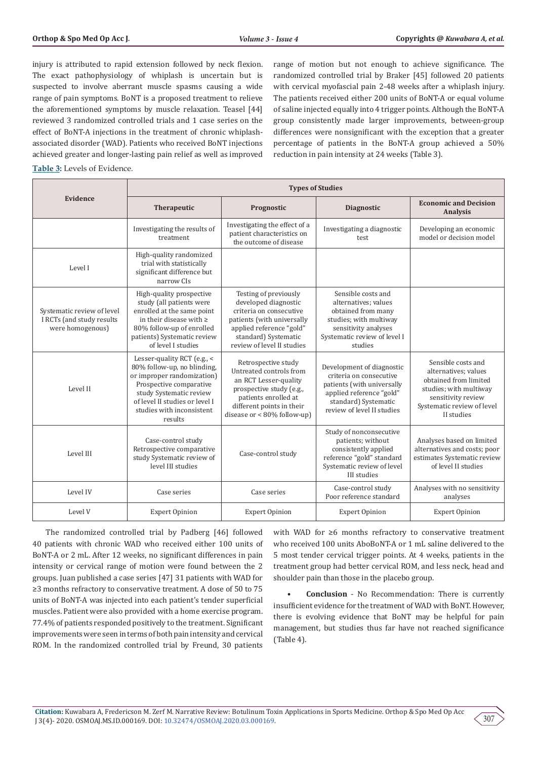injury is attributed to rapid extension followed by neck flexion. The exact pathophysiology of whiplash is uncertain but is suspected to involve aberrant muscle spasms causing a wide range of pain symptoms. BoNT is a proposed treatment to relieve the aforementioned symptoms by muscle relaxation. Teasel [44] reviewed 3 randomized controlled trials and 1 case series on the effect of BoNT-A injections in the treatment of chronic whiplash-associated disorder (WAD). Patients who received BoNT injections achieved greater and longer-lasting pain relief as well as improved range of motion but not enough to achieve significance. The randomized controlled trial by Braker [45] followed 20 patients with cervical myofascial pain 2-48 weeks after a whiplash injury. The patients received either 200 units of BoNT-A or equal volume of saline injected equally into 4 trigger points. Although the BoNT-A group consistently made larger improvements, between-group differences were nonsignificant with the exception that a greater percentage of patients in the BoNT-A group achieved a 50% reduction in pain intensity at 24 weeks (Table 3).

**Table 3:** Levels of Evidence.

| Evidence | Types of Studies | | | |
|---|---|---|---|---|
| | **Therapeutic** | **Prognostic** | **Diagnostic** | **Economic and Decision Analysis** |
| | Investigating the results of treatment | Investigating the effect of a patient characteristics on the outcome of disease | Investigating a diagnostic test | Developing an economic model or decision model |
| Level I | High-quality randomized trial with statistically significant difference but narrow CIs | | | |
| Systematic review of level I RCTs (and study results were homogenous) | High-quality prospective study (all patients were enrolled at the same point in their disease with ≥ 80% follow-up of enrolled patients) Systematic review of level I studies | Testing of previously developed diagnostic criteria on consecutive patients (with universally applied reference "gold" standard) Systematic review of level II studies | Sensible costs and alternatives; values obtained from many studies; with multiway sensitivity analyses Systematic review of level I studies | |
| Level II | Lesser-quality RCT (e.g., < 80% follow-up, no blinding, or improper randomization) Prospective comparative study Systematic review of level II studies or level I studies with inconsistent results | Retrospective study Untreated controls from an RCT Lesser-quality prospective study (e.g., patients enrolled at different points in their disease or < 80% follow-up) | Development of diagnostic criteria on consecutive patients (with universally applied reference "gold" standard) Systematic review of level II studies | Sensible costs and alternatives; values obtained from limited studies; with multiway sensitivity review Systematic review of level II studies |
| Level III | Case-control study Retrospective comparative study Systematic review of level III studies | Case-control study | Study of nonconsecutive patients; without consistently applied reference "gold" standard Systematic review of level III studies | Analyses based on limited alternatives and costs; poor estimates Systematic review of level II studies |
| Level IV | Case series | Case series | Case-control study Poor reference standard | Analyses with no sensitivity analyses |
| Level V | Expert Opinion | Expert Opinion | Expert Opinion | Expert Opinion |

The randomized controlled trial by Padberg [46] followed 40 patients with chronic WAD who received either 100 units of BoNT-A or 2 mL. After 12 weeks, no significant differences in pain intensity or cervical range of motion were found between the 2 groups. Juan published a case series [47] 31 patients with WAD for ≥3 months refractory to conservative treatment. A dose of 50 to 75 units of BoNT-A was injected into each patient's tender superficial muscles. Patient were also provided with a home exercise program. 77.4% of patients responded positively to the treatment. Significant improvements were seen in terms of both pain intensity and cervical ROM. In the randomized controlled trial by Freund, 30 patients with WAD for ≥6 months refractory to conservative treatment who received 100 units AboBoNT-A or 1 mL saline delivered to the 5 most tender cervical trigger points. At 4 weeks, patients in the treatment group had better cervical ROM, and less neck, head and shoulder pain than those in the placebo group.

- **Conclusion** - No Recommendation: There is currently insufficient evidence for the treatment of WAD with BoNT. However, there is evolving evidence that BoNT may be helpful for pain management, but studies thus far have not reached significance (Table 4).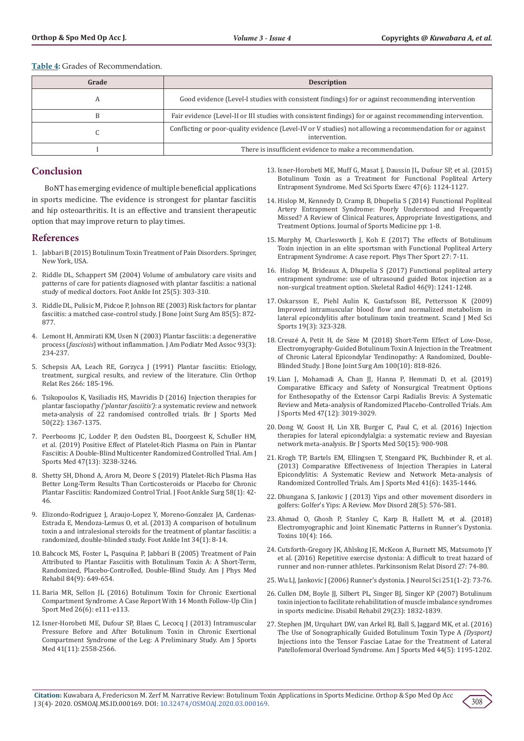**Table 4:** Grades of Recommendation.

| Grade | Description |
| --- | --- |
| A | Good evidence (Level-I studies with consistent findings) for or against recommending intervention |
| B | Fair evidence (Level-II or III studies with consistent findings) for or against recommending intervention. |
| C | Conflicting or poor-quality evidence (Level-IV or V studies) not allowing a recommendation for or against intervention. |
| I | There is insufficient evidence to make a recommendation. |

## Conclusion

BoNT has emerging evidence of multiple beneficial applications in sports medicine. The evidence is strongest for plantar fasciitis and hip osteoarthritis. It is an effective and transient therapeutic option that may improve return to play times.

## References

1. Jabbari B (2015) Botulinum Toxin Treatment of Pain Disorders. Springer, New York, USA.
2. Riddle DL, Schappert SM (2004) Volume of ambulatory care visits and patterns of care for patients diagnosed with plantar fasciitis: a national study of medical doctors. Foot Ankle Int 25(5): 303-310.
3. Riddle DL, Pulisic M, Pidcoe P, Johnson RE (2003) Risk factors for plantar fasciitis: a matched case-control study. J Bone Joint Surg Am 85(5): 872-877.
4. Lemont H, Ammirati KM, Usen N (2003) Plantar fasciitis: a degenerative process (*fasciosis*) without inflammation. J Am Podiatr Med Assoc 93(3): 234-237.
5. Schepsis AA, Leach RE, Gorzyca J (1991) Plantar fasciitis: Etiology, treatment, surgical results, and review of the literature. Clin Orthop Relat Res 266: 185-196.
6. Tsikopoulos K, Vasiliadis HS, Mavridis D (2016) Injection therapies for plantar fasciopathy *('plantar fasciitis')*: a systematic review and network meta-analysis of 22 randomised controlled trials. Br J Sports Med 50(22): 1367-1375.
7. Peerbooms JC, Lodder P, den Oudsten BL, Doorgeest K, Schuller HM, et al. (2019) Positive Effect of Platelet-Rich Plasma on Pain in Plantar Fasciitis: A Double-Blind Multicenter Randomized Controlled Trial. Am J Sports Med 47(13): 3238-3246.
8. Shetty SH, Dhond A, Arora M, Deore S (2019) Platelet-Rich Plasma Has Better Long-Term Results Than Corticosteroids or Placebo for Chronic Plantar Fasciitis: Randomized Control Trial. J Foot Ankle Surg 58(1): 42-46.
9. Elizondo-Rodriguez J, Araujo-Lopez Y, Moreno-Gonzalez JA, Cardenas-Estrada E, Mendoza-Lemus O, et al. (2013) A comparison of botulinum toxin a and intralesional steroids for the treatment of plantar fasciitis: a randomized, double-blinded study. Foot Ankle Int 34(1): 8-14.
10. Babcock MS, Foster L, Pasquina P, Jabbari B (2005) Treatment of Pain Attributed to Plantar Fasciitis with Botulinum Toxin A: A Short-Term, Randomized, Placebo-Controlled, Double-Blind Study. Am J Phys Med Rehabil 84(9): 649-654.
11. Baria MR, Sellon JL (2016) Botulinum Toxin for Chronic Exertional Compartment Syndrome: A Case Report With 14 Month Follow-Up Clin J Sport Med 26(6): e111-e113.
12. Isner-Horobeti ME, Dufour SP, Blaes C, Lecocq J (2013) Intramuscular Pressure Before and After Botulinum Toxin in Chronic Exertional Compartment Syndrome of the Leg: A Preliminary Study. Am J Sports Med 41(11): 2558-2566.
13. Isner-Horobeti ME, Muff G, Masat J, Daussin JL, Dufour SP, et al. (2015) Botulinum Toxin as a Treatment for Functional Popliteal Artery Entrapment Syndrome. Med Sci Sports Exerc 47(6): 1124-1127.
14. Hislop M, Kennedy D, Cramp B, Dhupelia S (2014) Functional Popliteal Artery Entrapment Syndrome: Poorly Understood and Frequently Missed? A Review of Clinical Features, Appropriate Investigations, and Treatment Options. Journal of Sports Medicine pp: 1-8.
15. Murphy M, Charlesworth J, Koh E (2017) The effects of Botulinum Toxin injection in an elite sportsman with Functional Popliteal Artery Entrapment Syndrome: A case report. Phys Ther Sport 27: 7-11.
16. Hislop M, Brideaux A, Dhupelia S (2017) Functional popliteal artery entrapment syndrome: use of ultrasound guided Botox injection as a non-surgical treatment option. Skeletal Radiol 46(9): 1241-1248.
17. Oskarsson E, Piehl Aulin K, Gustafsson BE, Pettersson K (2009) Improved intramuscular blood flow and normalized metabolism in lateral epicondylitis after botulinum toxin treatment. Scand J Med Sci Sports 19(3): 323-328.
18. Creuzé A, Petit H, de Sèze M (2018) Short-Term Effect of Low-Dose, Electromyography-Guided Botulinum Toxin A Injection in the Treatment of Chronic Lateral Epicondylar Tendinopathy: A Randomized, Double-Blinded Study. J Bone Joint Surg Am 100(10): 818-826.
19. Lian J, Mohamadi A, Chan JJ, Hanna P, Hemmati D, et al. (2019) Comparative Efficacy and Safety of Nonsurgical Treatment Options for Enthesopathy of the Extensor Carpi Radialis Brevis: A Systematic Review and Meta-analysis of Randomized Placebo-Controlled Trials. Am J Sports Med 47(12): 3019-3029.
20. Dong W, Goost H, Lin XB, Burger C, Paul C, et al. (2016) Injection therapies for lateral epicondylalgia: a systematic review and Bayesian network meta-analysis. Br J Sports Med 50(15): 900-908.
21. Krogh TP, Bartels EM, Ellingsen T, Stengaard PK, Buchbinder R, et al. (2013) Comparative Effectiveness of Injection Therapies in Lateral Epicondylitis: A Systematic Review and Network Meta-analysis of Randomized Controlled Trials. Am J Sports Med 41(6): 1435-1446.
22. Dhungana S, Jankovic J (2013) Yips and other movement disorders in golfers: Golfer's Yips: A Review. Mov Disord 28(5): 576-581.
23. Ahmad O, Ghosh P, Stanley C, Karp B, Hallett M, et al. (2018) Electromyographic and Joint Kinematic Patterns in Runner's Dystonia. Toxins 10(4): 166.
24. Cutsforth-Gregory JK, Ahlskog JE, McKeon A, Burnett MS, Matsumoto JY et al. (2016) Repetitive exercise dystonia: A difficult to treat hazard of runner and non-runner athletes. Parkinsonism Relat Disord 27: 74-80.
25. Wu LJ, Jankovic J (2006) Runner's dystonia. J Neurol Sci 251(1-2): 73-76.
26. Cullen DM, Boyle JJ, Silbert PL, Singer BJ, Singer KP (2007) Botulinum toxin injection to facilitate rehabilitation of muscle imbalance syndromes in sports medicine. Disabil Rehabil 29(23): 1832-1839.
27. Stephen JM, Urquhart DW, van Arkel RJ, Ball S, Jaggard MK, et al. (2016) The Use of Sonographically Guided Botulinum Toxin Type A *(Dysport)* Injections into the Tensor Fasciae Latae for the Treatment of Lateral Patellofemoral Overload Syndrome. Am J Sports Med 44(5): 1195-1202.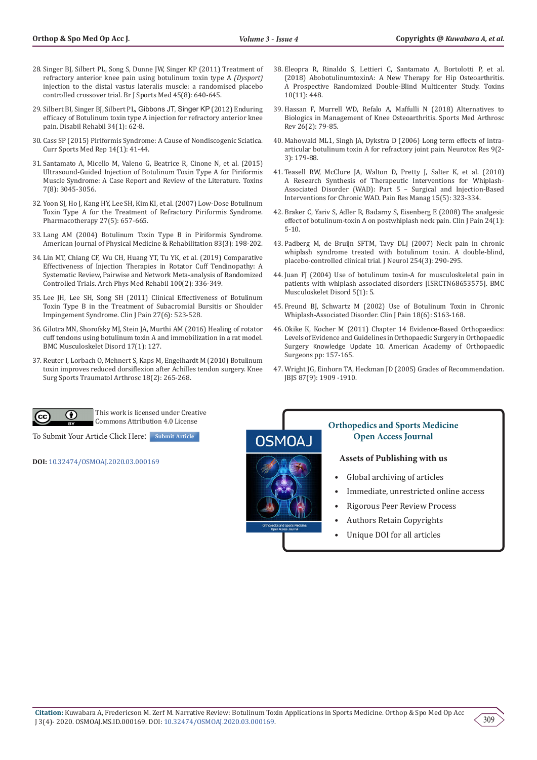28. Singer BJ, Silbert PL, Song S, Dunne JW, Singer KP (2011) Treatment of refractory anterior knee pain using botulinum toxin type A *(Dysport)* injection to the distal vastus lateralis muscle: a randomised placebo controlled crossover trial. Br J Sports Med 45(8): 640-645.

29. Silbert BI, Singer BJ, Silbert PL, Gibbons JT, Singer KP (2012) Enduring efficacy of Botulinum toxin type A injection for refractory anterior knee pain. Disabil Rehabil 34(1): 62-8.

30. Cass SP (2015) Piriformis Syndrome: A Cause of Nondiscogenic Sciatica. Curr Sports Med Rep 14(1): 41-44.

31. Santamato A, Micello M, Valeno G, Beatrice R, Cinone N, et al. (2015) Ultrasound-Guided Injection of Botulinum Toxin Type A for Piriformis Muscle Syndrome: A Case Report and Review of the Literature. Toxins 7(8): 3045-3056.

32. Yoon SJ, Ho J, Kang HY, Lee SH, Kim KI, et al. (2007) Low-Dose Botulinum Toxin Type A for the Treatment of Refractory Piriformis Syndrome. Pharmacotherapy 27(5): 657-665.

33. Lang AM (2004) Botulinum Toxin Type B in Piriformis Syndrome. American Journal of Physical Medicine & Rehabilitation 83(3): 198-202.

34. Lin MT, Chiang CF, Wu CH, Huang YT, Tu YK, et al. (2019) Comparative Effectiveness of Injection Therapies in Rotator Cuff Tendinopathy: A Systematic Review, Pairwise and Network Meta-analysis of Randomized Controlled Trials. Arch Phys Med Rehabil 100(2): 336-349.

35. Lee JH, Lee SH, Song SH (2011) Clinical Effectiveness of Botulinum Toxin Type B in the Treatment of Subacromial Bursitis or Shoulder Impingement Syndrome. Clin J Pain 27(6): 523-528.

36. Gilotra MN, Shorofsky MJ, Stein JA, Murthi AM (2016) Healing of rotator cuff tendons using botulinum toxin A and immobilization in a rat model. BMC Musculoskelet Disord 17(1): 127.

37. Reuter I, Lorbach O, Mehnert S, Kaps M, Engelhardt M (2010) Botulinum toxin improves reduced dorsiflexion after Achilles tendon surgery. Knee Surg Sports Traumatol Arthrosc 18(2): 265-268.

38. Eleopra R, Rinaldo S, Lettieri C, Santamato A, Bortolotti P, et al. (2018) AbobotulinumtoxinA: A New Therapy for Hip Osteoarthritis. A Prospective Randomized Double-Blind Multicenter Study. Toxins 10(11): 448.

39. Hassan F, Murrell WD, Refalo A, Maffulli N (2018) Alternatives to Biologics in Management of Knee Osteoarthritis. Sports Med Arthrosc Rev 26(2): 79-85.

40. Mahowald ML1, Singh JA, Dykstra D (2006) Long term effects of intra-articular botulinum toxin A for refractory joint pain. Neurotox Res 9(2-3): 179-88.

41. Teasell RW, McClure JA, Walton D, Pretty J, Salter K, et al. (2010) A Research Synthesis of Therapeutic Interventions for Whiplash-Associated Disorder (WAD): Part 5 – Surgical and Injection-Based Interventions for Chronic WAD. Pain Res Manag 15(5): 323-334.

42. Braker C, Yariv S, Adler R, Badarny S, Eisenberg E (2008) The analgesic effect of botulinum-toxin A on postwhiplash neck pain. Clin J Pain 24(1): 5-10.

43. Padberg M, de Bruijn SFTM, Tavy DLJ (2007) Neck pain in chronic whiplash syndrome treated with botulinum toxin. A double-blind, placebo-controlled clinical trial. J Neurol 254(3): 290-295.

44. Juan FJ (2004) Use of botulinum toxin-A for musculoskeletal pain in patients with whiplash associated disorders [ISRCTN68653575]. BMC Musculoskelet Disord 5(1): 5.

45. Freund BJ, Schwartz M (2002) Use of Botulinum Toxin in Chronic Whiplash-Associated Disorder. Clin J Pain 18(6): S163-168.

46. Okike K, Kocher M (2011) Chapter 14 Evidence-Based Orthopaedics: Levels of Evidence and Guidelines in Orthopaedic Surgery in Orthopaedic Surgery Knowledge Update 10. American Academy of Orthopaedic Surgeons pp: 157-165.

47. Wright JG, Einhorn TA, Heckman JD (2005) Grades of Recommendation. JBJS 87(9): 1909 -1910.

This work is licensed under Creative Commons Attribution 4.0 License

To Submit Your Article Click Here: Submit Article

**DOI:** 10.32474/OSMOAJ.2020.03.000169

**Orthopedics and Sports Medicine Open Access Journal**

**Assets of Publishing with us**

- Global archiving of articles
- Immediate, unrestricted online access
- Rigorous Peer Review Process
- Authors Retain Copyrights
- Unique DOI for all articles

**Citation:** Kuwabara A, Fredericson M. Zerf M. Narrative Review: Botulinum Toxin Applications in Sports Medicine. Orthop & Spo Med Op Acc J 3(4)- 2020. OSMOAJ.MS.ID.000169. DOI: 10.32474/OSMOAJ.2020.03.000169.